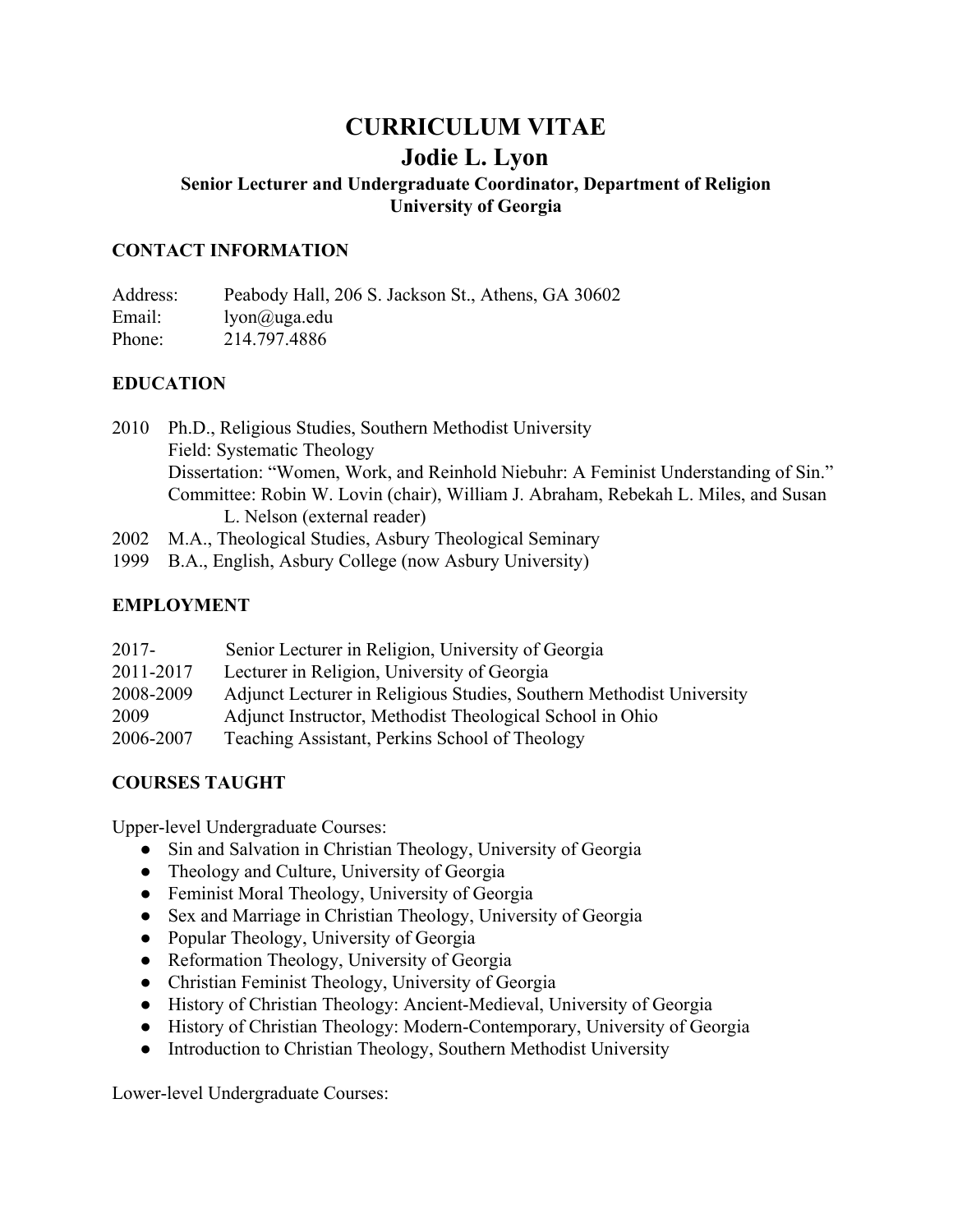# CURRICULUM VITAE

# Jodie L. Lyon

### Senior Lecturer and Undergraduate Coordinator, Department of Religion
### University of Georgia

## CONTACT INFORMATION

Address: Peabody Hall, 206 S. Jackson St., Athens, GA 30602
Email: lyon@uga.edu
Phone: 214.797.4886

## EDUCATION

2010 Ph.D., Religious Studies, Southern Methodist University
Field: Systematic Theology
Dissertation: "Women, Work, and Reinhold Niebuhr: A Feminist Understanding of Sin."
Committee: Robin W. Lovin (chair), William J. Abraham, Rebekah L. Miles, and Susan L. Nelson (external reader)

2002 M.A., Theological Studies, Asbury Theological Seminary

1999 B.A., English, Asbury College (now Asbury University)

## EMPLOYMENT

2017- Senior Lecturer in Religion, University of Georgia
2011-2017 Lecturer in Religion, University of Georgia
2008-2009 Adjunct Lecturer in Religious Studies, Southern Methodist University
2009 Adjunct Instructor, Methodist Theological School in Ohio
2006-2007 Teaching Assistant, Perkins School of Theology

## COURSES TAUGHT

Upper-level Undergraduate Courses:

- Sin and Salvation in Christian Theology, University of Georgia
- Theology and Culture, University of Georgia
- Feminist Moral Theology, University of Georgia
- Sex and Marriage in Christian Theology, University of Georgia
- Popular Theology, University of Georgia
- Reformation Theology, University of Georgia
- Christian Feminist Theology, University of Georgia
- History of Christian Theology: Ancient-Medieval, University of Georgia
- History of Christian Theology: Modern-Contemporary, University of Georgia
- Introduction to Christian Theology, Southern Methodist University

Lower-level Undergraduate Courses: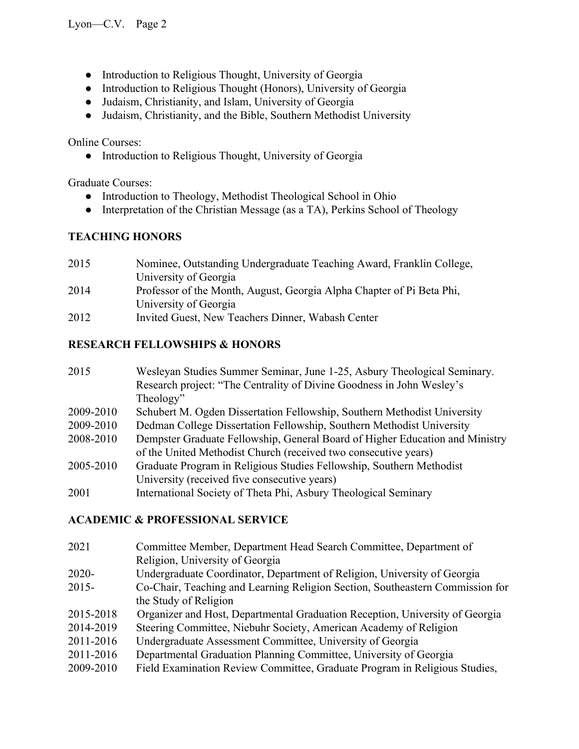- Introduction to Religious Thought, University of Georgia
- Introduction to Religious Thought (Honors), University of Georgia
- Judaism, Christianity, and Islam, University of Georgia
- Judaism, Christianity, and the Bible, Southern Methodist University

Online Courses:

- Introduction to Religious Thought, University of Georgia

Graduate Courses:

- Introduction to Theology, Methodist Theological School in Ohio
- Interpretation of the Christian Message (as a TA), Perkins School of Theology

## TEACHING HONORS

| | |
|---|---|
| 2015 | Nominee, Outstanding Undergraduate Teaching Award, Franklin College, University of Georgia |
| 2014 | Professor of the Month, August, Georgia Alpha Chapter of Pi Beta Phi, University of Georgia |
| 2012 | Invited Guest, New Teachers Dinner, Wabash Center |

## RESEARCH FELLOWSHIPS & HONORS

| | |
|---|---|
| 2015 | Wesleyan Studies Summer Seminar, June 1-25, Asbury Theological Seminary. Research project: "The Centrality of Divine Goodness in John Wesley's Theology" |
| 2009-2010 | Schubert M. Ogden Dissertation Fellowship, Southern Methodist University |
| 2009-2010 | Dedman College Dissertation Fellowship, Southern Methodist University |
| 2008-2010 | Dempster Graduate Fellowship, General Board of Higher Education and Ministry of the United Methodist Church (received two consecutive years) |
| 2005-2010 | Graduate Program in Religious Studies Fellowship, Southern Methodist University (received five consecutive years) |
| 2001 | International Society of Theta Phi, Asbury Theological Seminary |

## ACADEMIC & PROFESSIONAL SERVICE

| | |
|---|---|
| 2021 | Committee Member, Department Head Search Committee, Department of Religion, University of Georgia |
| 2020- | Undergraduate Coordinator, Department of Religion, University of Georgia |
| 2015- | Co-Chair, Teaching and Learning Religion Section, Southeastern Commission for the Study of Religion |
| 2015-2018 | Organizer and Host, Departmental Graduation Reception, University of Georgia |
| 2014-2019 | Steering Committee, Niebuhr Society, American Academy of Religion |
| 2011-2016 | Undergraduate Assessment Committee, University of Georgia |
| 2011-2016 | Departmental Graduation Planning Committee, University of Georgia |
| 2009-2010 | Field Examination Review Committee, Graduate Program in Religious Studies, |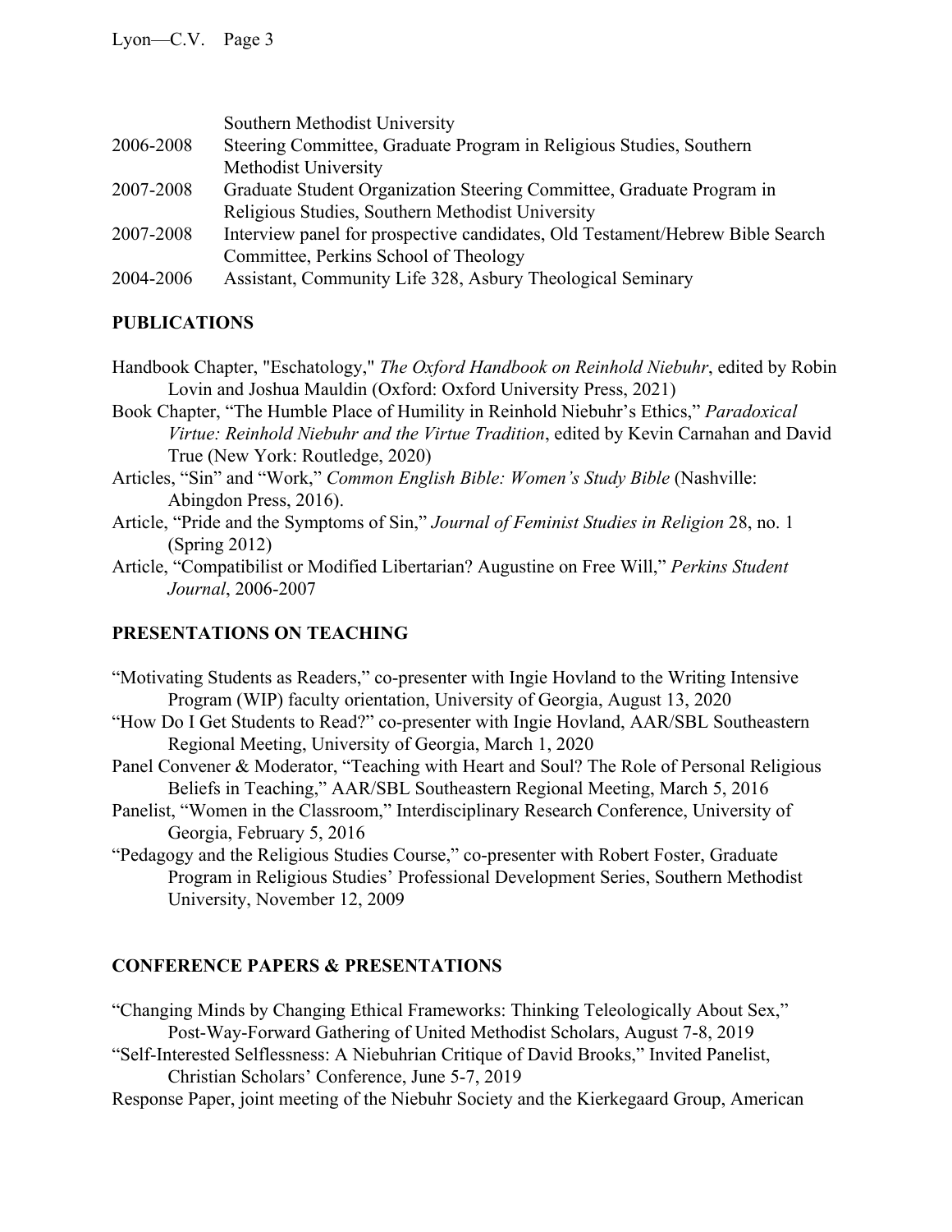| | |
|---|---|
| | Southern Methodist University |
| 2006-2008 | Steering Committee, Graduate Program in Religious Studies, Southern Methodist University |
| 2007-2008 | Graduate Student Organization Steering Committee, Graduate Program in Religious Studies, Southern Methodist University |
| 2007-2008 | Interview panel for prospective candidates, Old Testament/Hebrew Bible Search Committee, Perkins School of Theology |
| 2004-2006 | Assistant, Community Life 328, Asbury Theological Seminary |

## PUBLICATIONS

Handbook Chapter, "Eschatology," *The Oxford Handbook on Reinhold Niebuhr*, edited by Robin Lovin and Joshua Mauldin (Oxford: Oxford University Press, 2021)

Book Chapter, "The Humble Place of Humility in Reinhold Niebuhr's Ethics," *Paradoxical Virtue: Reinhold Niebuhr and the Virtue Tradition*, edited by Kevin Carnahan and David True (New York: Routledge, 2020)

Articles, "Sin" and "Work," *Common English Bible: Women's Study Bible* (Nashville: Abingdon Press, 2016).

Article, "Pride and the Symptoms of Sin," *Journal of Feminist Studies in Religion* 28, no. 1 (Spring 2012)

Article, "Compatibilist or Modified Libertarian? Augustine on Free Will," *Perkins Student Journal*, 2006-2007

## PRESENTATIONS ON TEACHING

"Motivating Students as Readers," co-presenter with Ingie Hovland to the Writing Intensive Program (WIP) faculty orientation, University of Georgia, August 13, 2020

"How Do I Get Students to Read?" co-presenter with Ingie Hovland, AAR/SBL Southeastern Regional Meeting, University of Georgia, March 1, 2020

Panel Convener & Moderator, "Teaching with Heart and Soul? The Role of Personal Religious Beliefs in Teaching," AAR/SBL Southeastern Regional Meeting, March 5, 2016

Panelist, "Women in the Classroom," Interdisciplinary Research Conference, University of Georgia, February 5, 2016

"Pedagogy and the Religious Studies Course," co-presenter with Robert Foster, Graduate Program in Religious Studies' Professional Development Series, Southern Methodist University, November 12, 2009

## CONFERENCE PAPERS & PRESENTATIONS

"Changing Minds by Changing Ethical Frameworks: Thinking Teleologically About Sex," Post-Way-Forward Gathering of United Methodist Scholars, August 7-8, 2019

"Self-Interested Selflessness: A Niebuhrian Critique of David Brooks," Invited Panelist, Christian Scholars' Conference, June 5-7, 2019

Response Paper, joint meeting of the Niebuhr Society and the Kierkegaard Group, American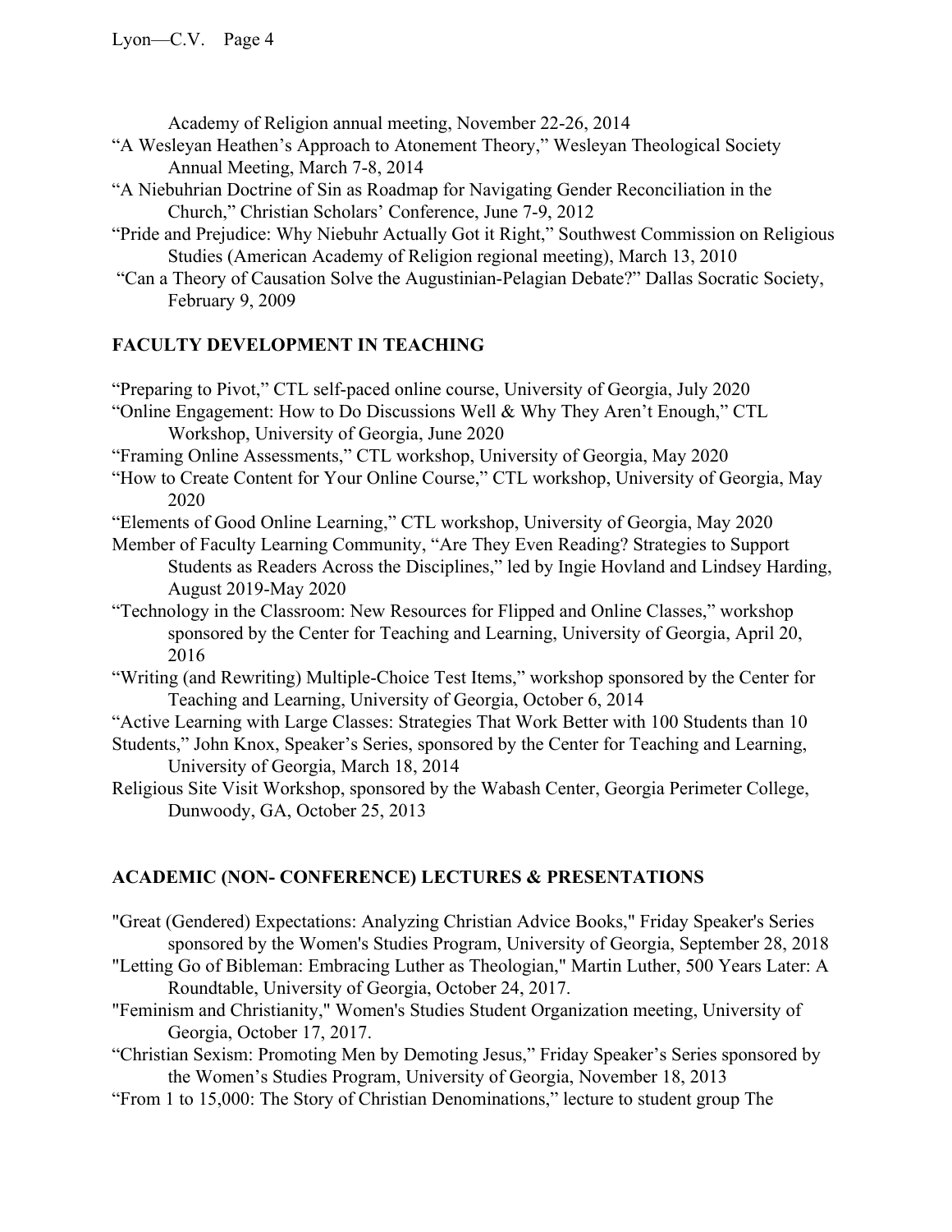Academy of Religion annual meeting, November 22-26, 2014

"A Wesleyan Heathen's Approach to Atonement Theory," Wesleyan Theological Society Annual Meeting, March 7-8, 2014

"A Niebuhrian Doctrine of Sin as Roadmap for Navigating Gender Reconciliation in the Church," Christian Scholars' Conference, June 7-9, 2012

"Pride and Prejudice: Why Niebuhr Actually Got it Right," Southwest Commission on Religious Studies (American Academy of Religion regional meeting), March 13, 2010

"Can a Theory of Causation Solve the Augustinian-Pelagian Debate?" Dallas Socratic Society, February 9, 2009

## FACULTY DEVELOPMENT IN TEACHING

"Preparing to Pivot," CTL self-paced online course, University of Georgia, July 2020

"Online Engagement: How to Do Discussions Well & Why They Aren't Enough," CTL Workshop, University of Georgia, June 2020

"Framing Online Assessments," CTL workshop, University of Georgia, May 2020

"How to Create Content for Your Online Course," CTL workshop, University of Georgia, May 2020

"Elements of Good Online Learning," CTL workshop, University of Georgia, May 2020

Member of Faculty Learning Community, "Are They Even Reading? Strategies to Support Students as Readers Across the Disciplines," led by Ingie Hovland and Lindsey Harding, August 2019-May 2020

"Technology in the Classroom: New Resources for Flipped and Online Classes," workshop sponsored by the Center for Teaching and Learning, University of Georgia, April 20, 2016

"Writing (and Rewriting) Multiple-Choice Test Items," workshop sponsored by the Center for Teaching and Learning, University of Georgia, October 6, 2014

"Active Learning with Large Classes: Strategies That Work Better with 100 Students than 10 Students," John Knox, Speaker's Series, sponsored by the Center for Teaching and Learning, University of Georgia, March 18, 2014

Religious Site Visit Workshop, sponsored by the Wabash Center, Georgia Perimeter College, Dunwoody, GA, October 25, 2013

## ACADEMIC (NON- CONFERENCE) LECTURES & PRESENTATIONS

"Great (Gendered) Expectations: Analyzing Christian Advice Books," Friday Speaker's Series sponsored by the Women's Studies Program, University of Georgia, September 28, 2018

"Letting Go of Bibleman: Embracing Luther as Theologian," Martin Luther, 500 Years Later: A Roundtable, University of Georgia, October 24, 2017.

"Feminism and Christianity," Women's Studies Student Organization meeting, University of Georgia, October 17, 2017.

"Christian Sexism: Promoting Men by Demoting Jesus," Friday Speaker's Series sponsored by the Women's Studies Program, University of Georgia, November 18, 2013

"From 1 to 15,000: The Story of Christian Denominations," lecture to student group The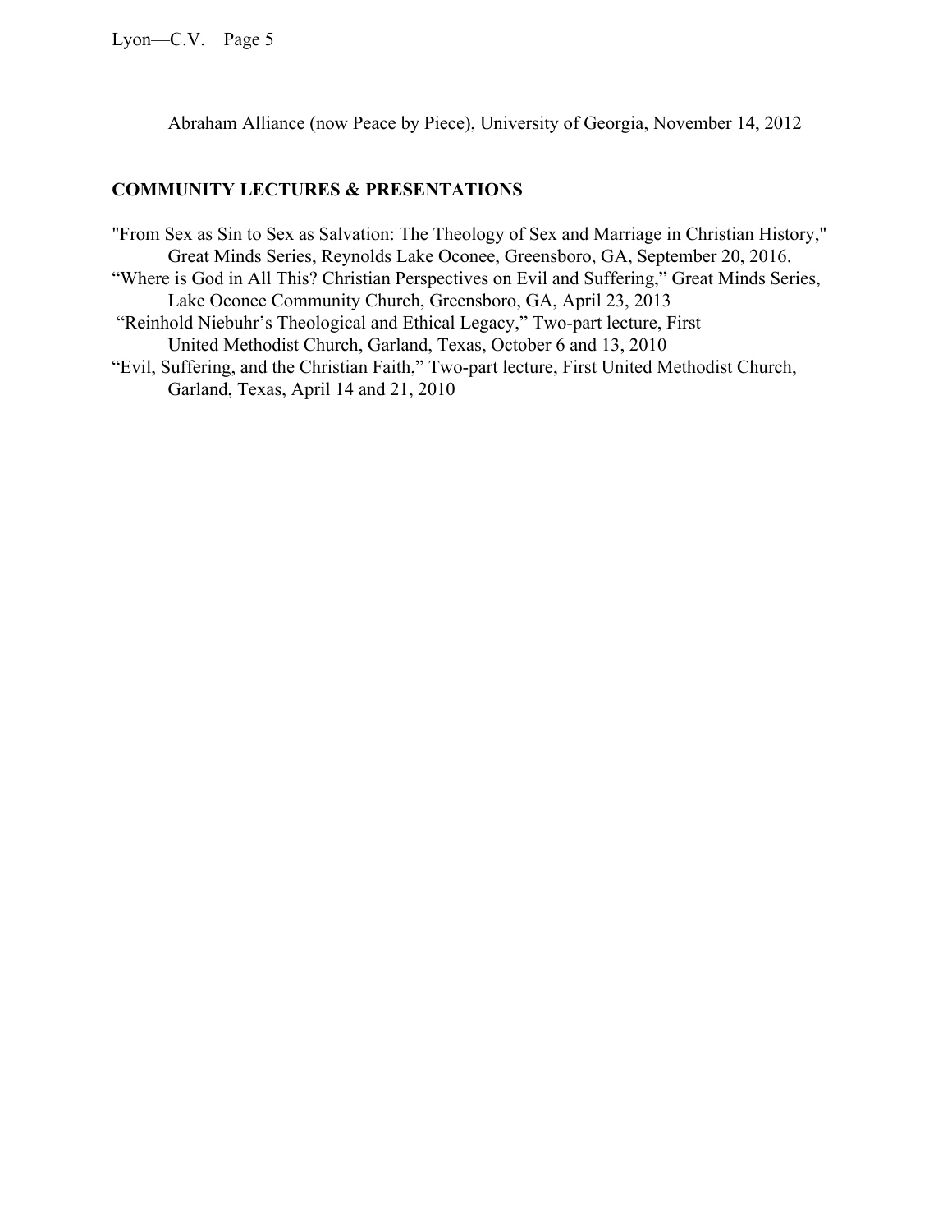Abraham Alliance (now Peace by Piece), University of Georgia, November 14, 2012

## COMMUNITY LECTURES & PRESENTATIONS

"From Sex as Sin to Sex as Salvation: The Theology of Sex and Marriage in Christian History," Great Minds Series, Reynolds Lake Oconee, Greensboro, GA, September 20, 2016.

"Where is God in All This? Christian Perspectives on Evil and Suffering," Great Minds Series, Lake Oconee Community Church, Greensboro, GA, April 23, 2013

"Reinhold Niebuhr's Theological and Ethical Legacy," Two-part lecture, First United Methodist Church, Garland, Texas, October 6 and 13, 2010

"Evil, Suffering, and the Christian Faith," Two-part lecture, First United Methodist Church, Garland, Texas, April 14 and 21, 2010